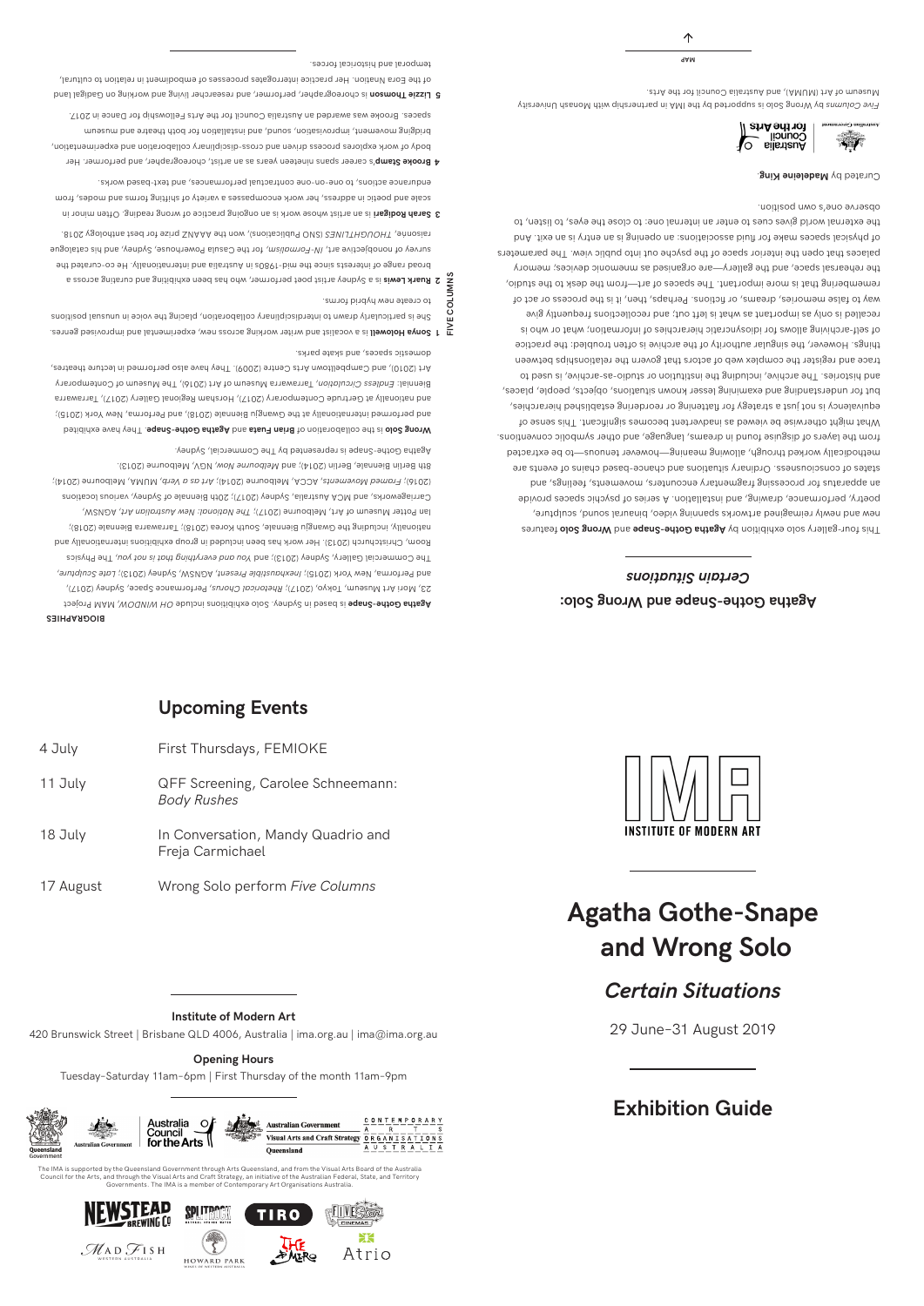# Agatha Gothe-Snape and Wrong Solo

## *Certain Situations*

29 June–31 August 2019

## Exhibition Guide

INSTITUTE OF MODERN ART

## Agatha Gothe-Snape and Wrong Solo: *Certain Situations*

This four-gallery solo exhibition by **Agatha Gothe-Snape** and **Wrong Solo** features new and newly reimagined artworks spanning video, binaural sound, sculpture, poetry, performance, drawing, and installation. A series of psychic spaces provide an apparatus for processing fragmentary encounters, movements, feelings, and states of consciousness. Ordinary situations and chance-based chains of events are methodically worked through, allowing meaning—however tenuous—to be extracted from the layers of disguise found in dreams, language, and other symbolic conventions.

What might otherwise be viewed as inadvertent becomes significant. This sense of equivalency is not just a strategy for flattening or reordering established hierarchies, but for understanding and examining lesser known situations, objects, people, places, and histories. The archive, including the institution or studio-as-archive, is used to trace and register the complex web of actors that govern the relationships between things. However, the singular authority of the archive is often troubled: the practice of self-archiving allows for idiosyncratic hierarchies of information; what or who is recalled is only as important as what is left out; and recollections frequently give way to false memories, dreams, or fictions. Perhaps, then, it is the process or act of remembering that is more important. The spaces of art—from the desk to the studio, the rehearsal space, and the gallery—are organised as mnemonic devices; memory palaces that open the interior space of the psyche out into public view. The parameters of physical spaces make for fluid associations: an opening is an entry is an exit. And the external world gives cues to enter an internal one: to close the eyes, to listen, to observe one's own position.

Curated by **Madeleine King**.

*Five Columns* by Wrong Solo is supported by the IMA in partnership with Monash University Museum of Art (MUMA), and Australia Council for the Arts.

MAP

### BIOGRAPHIES

**Agatha Gothe-Snape** is based in Sydney. Solo exhibitions include *OH WINDOW*, MAM Project 23, Mori Art Museum, Tokyo, (2017); *Rhetorical Chorus*, Performance Space, Sydney (2017), and Performa, New York (2015); *Inexhaustible Present*, AGNSW, Sydney (2013); *Late Sculpture*, The Commercial Gallery, Sydney (2013); and *You and everything that is not you*, The Physics Room, Christchurch (2013). Her work has been included in group exhibitions internationally and nationally, including the Gwangju Biennale, South Korea (2018); Tarrawarra Biennale (2018); Ian Potter Museum of Art, Melbourne (2017); *The National: New Australian Art*, AGNSW, Carriageworks, and MCA Australia, Sydney (2017); 20th Biennale of Sydney, various locations (2016); *Framed Movements*, ACCA, Melbourne (2014); *Art as a Verb*, MUMA, Melbourne (2014); 8th Berlin Biennale, Berlin (2014); and *Melbourne Now*, NGV, Melbourne (2013).

Agatha Gothe-Snape is represented by The Commercial, Sydney.

**Wrong Solo** is the collaboration of **Brian Fuata** and **Agatha Gothe-Snape**. They have exhibited and performed internationally at the Gwangju Biennale (2018), and Performa, New York (2015); and nationally at Gertrude Contemporary (2017), Horsham Regional Gallery (2017), Tarrawarra Biennial: *Endless Circulation*, Tarrawarra Museum of Art (2016), The Museum of Contemporary Art (2010), and Campbelltown Arts Centre (2009). They have also performed in lecture theatres, domestic spaces, and skate parks.

**FIVE COLUMNS**

1. **Sonya Holowell** is a vocalist and writer working across new, experimental and improvised genres. She is particularly drawn to interdisciplinary collaboration, placing the voice in unusual positions to create new hybrid forms.
2. **Ruark Lewis** is a Sydney artist poet performer, who has been exhibiting and curating across a broad range of interests since the mid-1980s in Australia and internationally. He co-curated the survey of nonobjective art, *IN-Formalism*, for the Casula Powerhouse, Sydney, and his catalogue raisonné, *THOUGHTLINES* (SNO Publications), won the AAANZ prize for best anthology 2018.
3. **Sarah Rodigari** is an artist whose work is an ongoing practice of wrong reading. Often minor in scale and poetic in address, her work encompasses a variety of shifting forms and modes, from endurance actions, to one-on-one contractual performances, and text-based works.
4. **Brooke Stamp**'s career spans nineteen years as an artist, choreographer, and performer. Her body of work explores process driven and cross-disciplinary collaboration and experimentation, bridging movement, improvisation, sound, and installation for both theatre and museum spaces. Brooke was awarded an Australia Council for the Arts Fellowship for Dance in 2017.
5. **Lizzie Thomson** is choreographer, performer, and researcher living and working on Gadigal land of the Eora Nation. Her practice interrogates processes of embodiment in relation to cultural, temporal and historical forces.

## Upcoming Events

| | |
|---|---|
| 4 July | First Thursdays, FEMIOKE |
| 11 July | QFF Screening, Carolee Schneemann: *Body Rushes* |
| 18 July | In Conversation, Mandy Quadrio and Freja Carmichael |
| 17 August | Wrong Solo perform *Five Columns* |

**Institute of Modern Art**

420 Brunswick Street | Brisbane QLD 4006, Australia | ima.org.au | ima@ima.org.au

**Opening Hours**

Tuesday–Saturday 11am–6pm | First Thursday of the month 11am–9pm

The IMA is supported by the Queensland Government through Arts Queensland, and from the Visual Arts Board of the Australia Council for the Arts, and through the Visual Arts and Craft Strategy, an initiative of the Australian Federal, State, and Territory Governments. The IMA is a member of Contemporary Art Organisations Australia.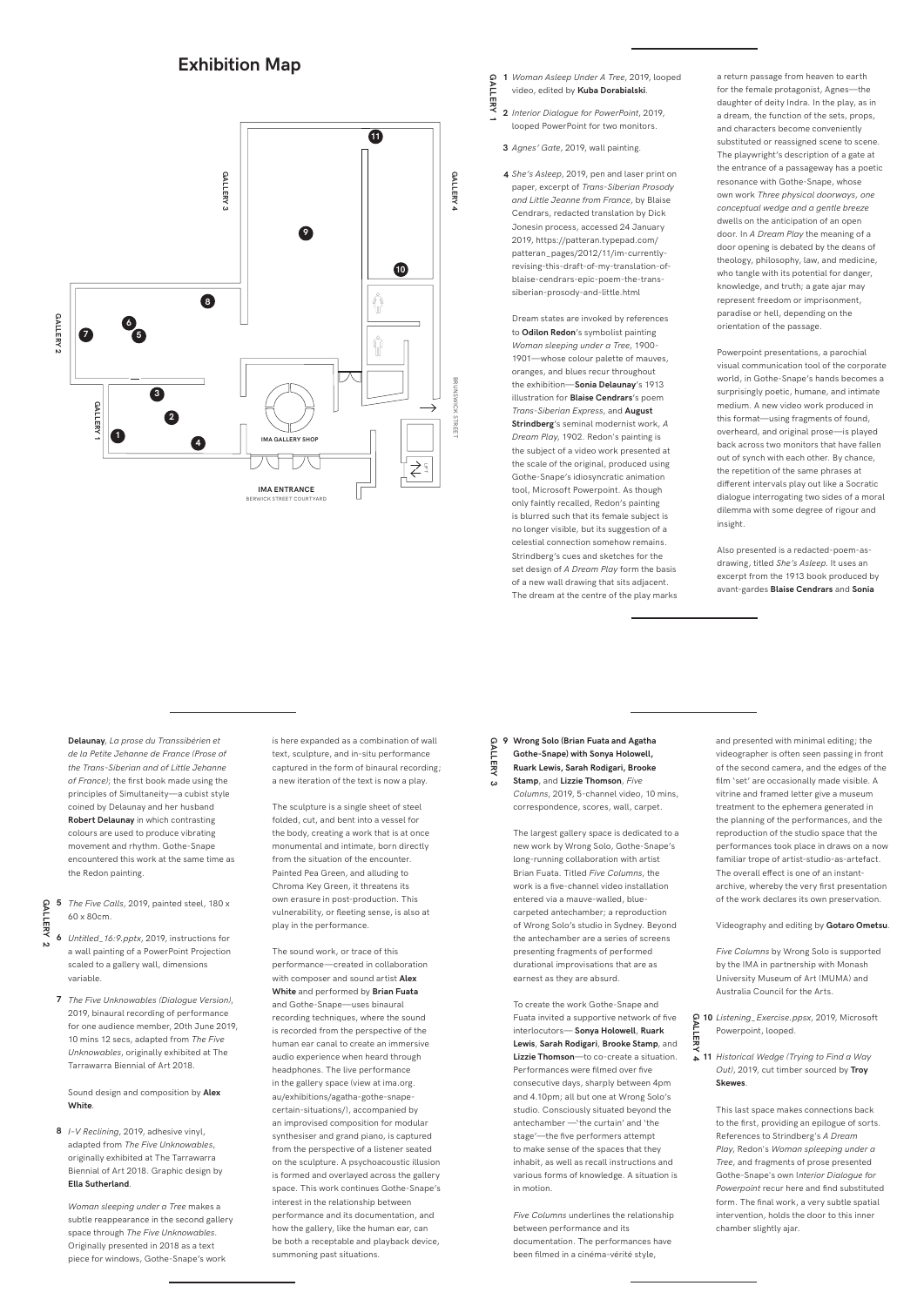# Exhibition Map

GALLERY 3

GALLERY 4

GALLERY 2

GALLERY 1

IMA GALLERY SHOP

IMA ENTRANCE
BERWICK STREET COURTYARD

BRUNSWICK STREET

GALLERY 1

**1** *Woman Asleep Under A Tree*, 2019, looped video, edited by **Kuba Dorabialski**.

**2** *Interior Dialogue for PowerPoint*, 2019, looped PowerPoint for two monitors.

**3** *Agnes' Gate*, 2019, wall painting.

**4** *She's Asleep*, 2019, pen and laser print on paper, excerpt of *Trans-Siberian Prosody and Little Jeanne from France*, by Blaise Cendrars, redacted translation by Dick Jonesin process, accessed 24 January 2019, https://patteran.typepad.com/patteran_pages/2012/11/im-currently-revising-this-draft-of-my-translation-of-blaise-cendrars-epic-poem-the-trans-siberian-prosody-and-little.html

Dream states are invoked by references to **Odilon Redon**'s symbolist painting *Woman sleeping under a Tree*, 1900-1901—whose colour palette of mauves, oranges, and blues recur throughout the exhibition—**Sonia Delaunay**'s 1913 illustration for **Blaise Cendrars**'s poem *Trans-Siberian Express*, and **August Strindberg**'s seminal modernist work, *A Dream Play*, 1902. Redon's painting is the subject of a video work presented at the scale of the original, produced using Gothe-Snape's idiosyncratic animation tool, Microsoft Powerpoint. As though only faintly recalled, Redon's painting is blurred such that its female subject is no longer visible, but its suggestion of a celestial connection somehow remains. Strindberg's cues and sketches for the set design of *A Dream Play* form the basis of a new wall drawing that sits adjacent. The dream at the centre of the play marks a return passage from heaven to earth for the female protagonist, Agnes—the daughter of deity Indra. In the play, as in a dream, the function of the sets, props, and characters become conveniently substituted or reassigned scene to scene. The playwright's description of a gate at the entrance of a passageway has a poetic resonance with Gothe-Snape, whose own work *Three physical doorways, one conceptual wedge and a gentle breeze* dwells on the anticipation of an open door. In *A Dream Play* the meaning of a door opening is debated by the deans of theology, philosophy, law, and medicine, who tangle with its potential for danger, knowledge, and truth; a gate ajar may represent freedom or imprisonment, paradise or hell, depending on the orientation of the passage.

Powerpoint presentations, a parochial visual communication tool of the corporate world, in Gothe-Snape's hands becomes a surprisingly poetic, humane, and intimate medium. A new video work produced in this format—using fragments of found, overheard, and original prose—is played back across two monitors that have fallen out of synch with each other. By chance, the repetition of the same phrases at different intervals play out like a Socratic dialogue interrogating two sides of a moral dilemma with some degree of rigour and insight.

Also presented is a redacted-poem-as-drawing, titled *She's Asleep*. It uses an excerpt from the 1913 book produced by avant-gardes **Blaise Cendrars** and **Sonia Delaunay**, *La prose du Transsibérien et de la Petite Jehanne de France (Prose of the Trans-Siberian and of Little Jehanne of France)*; the first book made using the principles of Simultaneity—a cubist style coined by Delaunay and her husband **Robert Delaunay** in which contrasting colours are used to produce vibrating movement and rhythm. Gothe-Snape encountered this work at the same time as the Redon painting.

GALLERY 2

**5** *The Five Calls*, 2019, painted steel, 180 x 60 x 80cm.

**6** *Untitled_16:9.pptx*, 2019, instructions for a wall painting of a PowerPoint Projection scaled to a gallery wall, dimensions variable.

**7** *The Five Unknowables (Dialogue Version)*, 2019, binaural recording of performance for one audience member, 20th June 2019, 10 mins 12 secs, adapted from *The Five Unknowables*, originally exhibited at The Tarrawarra Biennial of Art 2018.

Sound design and composition by **Alex White**.

**8** *I–V Reclining*, 2019, adhesive vinyl, adapted from *The Five Unknowables*, originally exhibited at The Tarrawarra Biennial of Art 2018. Graphic design by **Ella Sutherland**.

*Woman sleeping under a Tree* makes a subtle reappearance in the second gallery space through *The Five Unknowables*. Originally presented in 2018 as a text piece for windows, Gothe-Snape's work is here expanded as a combination of wall text, sculpture, and in-situ performance captured in the form of binaural recording; a new iteration of the text is now a play.

The sculpture is a single sheet of steel folded, cut, and bent into a vessel for the body, creating a work that is at once monumental and intimate, born directly from the situation of the encounter. Painted Pea Green, and alluding to Chroma Key Green, it threatens its own erasure in post-production. This vulnerability, or fleeting sense, is also at play in the performance.

The sound work, or trace of this performance—created in collaboration with composer and sound artist **Alex White** and performed by **Brian Fuata** and Gothe-Snape—uses binaural recording techniques, where the sound is recorded from the perspective of the human ear canal to create an immersive audio experience when heard through headphones. The live performance in the gallery space (view at ima.org.au/exhibitions/agatha-gothe-snape-certain-situations/), accompanied by an improvised composition for modular synthesiser and grand piano, is captured from the perspective of a listener seated on the sculpture. A psychoacoustic illusion is formed and overlayed across the gallery space. This work continues Gothe-Snape's interest in the relationship between performance and its documentation, and how the gallery, like the human ear, can be both a receptable and playback device, summoning past situations.

GALLERY 3

**9** **Wrong Solo (Brian Fuata and Agatha Gothe-Snape) with Sonya Holowell, Ruark Lewis, Sarah Rodigari, Brooke Stamp**, and **Lizzie Thomson**, *Five Columns*, 2019, 5-channel video, 10 mins, correspondence, scores, wall, carpet.

The largest gallery space is dedicated to a new work by Wrong Solo, Gothe-Snape's long-running collaboration with artist Brian Fuata. Titled *Five Columns*, the work is a five-channel video installation entered via a mauve-walled, blue-carpeted antechamber; a reproduction of Wrong Solo's studio in Sydney. Beyond the antechamber are a series of screens presenting fragments of performed durational improvisations that are as earnest as they are absurd.

To create the work Gothe-Snape and Fuata invited a supportive network of five interlocutors— **Sonya Holowell**, **Ruark Lewis**, **Sarah Rodigari**, **Brooke Stamp**, and **Lizzie Thomson**—to co-create a situation. Performances were filmed over five consecutive days, sharply between 4pm and 4.10pm; all but one at Wrong Solo's studio. Consciously situated beyond the antechamber —'the curtain' and 'the stage'—the five performers attempt to make sense of the spaces that they inhabit, as well as recall instructions and various forms of knowledge. A situation is in motion.

*Five Columns* underlines the relationship between performance and its documentation. The performances have been filmed in a cinéma-vérité style, and presented with minimal editing; the videographer is often seen passing in front of the second camera, and the edges of the film 'set' are occasionally made visible. A vitrine and framed letter give a museum treatment to the ephemera generated in the planning of the performances, and the reproduction of the studio space that the performances took place in draws on a now familiar trope of artist-studio-as-artefact. The overall effect is one of an instant-archive, whereby the very first presentation of the work declares its own preservation.

Videography and editing by **Gotaro Ometsu**.

*Five Columns* by Wrong Solo is supported by the IMA in partnership with Monash University Museum of Art (MUMA) and Australia Council for the Arts.

GALLERY 4

**10** *Listening_Exercise.ppsx*, 2019, Microsoft Powerpoint, looped.

**11** *Historical Wedge (Trying to Find a Way Out)*, 2019, cut timber sourced by **Troy Skewes**.

This last space makes connections back to the first, providing an epilogue of sorts. References to Strindberg's *A Dream Play*, Redon's *Woman sleeping under a Tree*, and fragments of prose presented Gothe-Snape's own I*nterior Dialogue for Powerpoint* recur here and find substituted form. The final work, a very subtle spatial intervention, holds the door to this inner chamber slightly ajar.